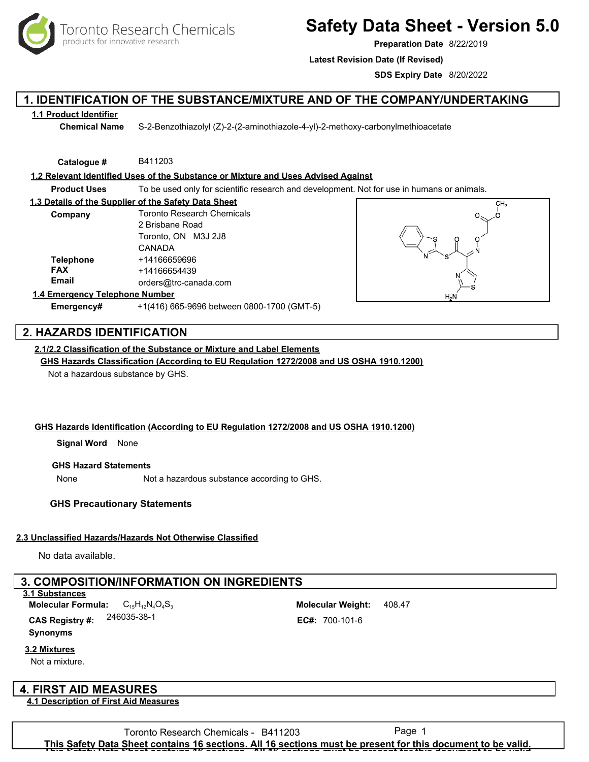Toronto Research Chemicals
products for innovative research

# Safety Data Sheet - Version 5.0

**Preparation Date** 8/22/2019

**Latest Revision Date (If Revised)**

**SDS Expiry Date** 8/20/2022

## 1. IDENTIFICATION OF THE SUBSTANCE/MIXTURE AND OF THE COMPANY/UNDERTAKING

### 1.1 Product Identifier

**Chemical Name** S-2-Benzothiazolyl (Z)-2-(2-aminothiazole-4-yl)-2-methoxy-carbonylmethioacetate

**Catalogue #** B411203

### 1.2 Relevant Identified Uses of the Substance or Mixture and Uses Advised Against

**Product Uses** To be used only for scientific research and development. Not for use in humans or animals.

### 1.3 Details of the Supplier of the Safety Data Sheet

**Company** Toronto Research Chemicals
2 Brisbane Road
Toronto, ON M3J 2J8
CANADA

**Telephone** +14166659696

**FAX** +14166654439

**Email** orders@trc-canada.com

### 1.4 Emergency Telephone Number

**Emergency#** +1(416) 665-9696 between 0800-1700 (GMT-5)

## 2. HAZARDS IDENTIFICATION

### 2.1/2.2 Classification of the Substance or Mixture and Label Elements

**GHS Hazards Classification (According to EU Regulation 1272/2008 and US OSHA 1910.1200)**

Not a hazardous substance by GHS.

**GHS Hazards Identification (According to EU Regulation 1272/2008 and US OSHA 1910.1200)**

**Signal Word** None

**GHS Hazard Statements**

None Not a hazardous substance according to GHS.

**GHS Precautionary Statements**

### 2.3 Unclassified Hazards/Hazards Not Otherwise Classified

No data available.

## 3. COMPOSITION/INFORMATION ON INGREDIENTS

### 3.1 Substances

**Molecular Formula:** $C_{15}H_{12}N_4O_4S_3$

**Molecular Weight:** 408.47

**CAS Registry #:** 246035-38-1

**EC#:** 700-101-6

**Synonyms**

### 3.2 Mixtures

Not a mixture.

## 4. FIRST AID MEASURES

### 4.1 Description of First Aid Measures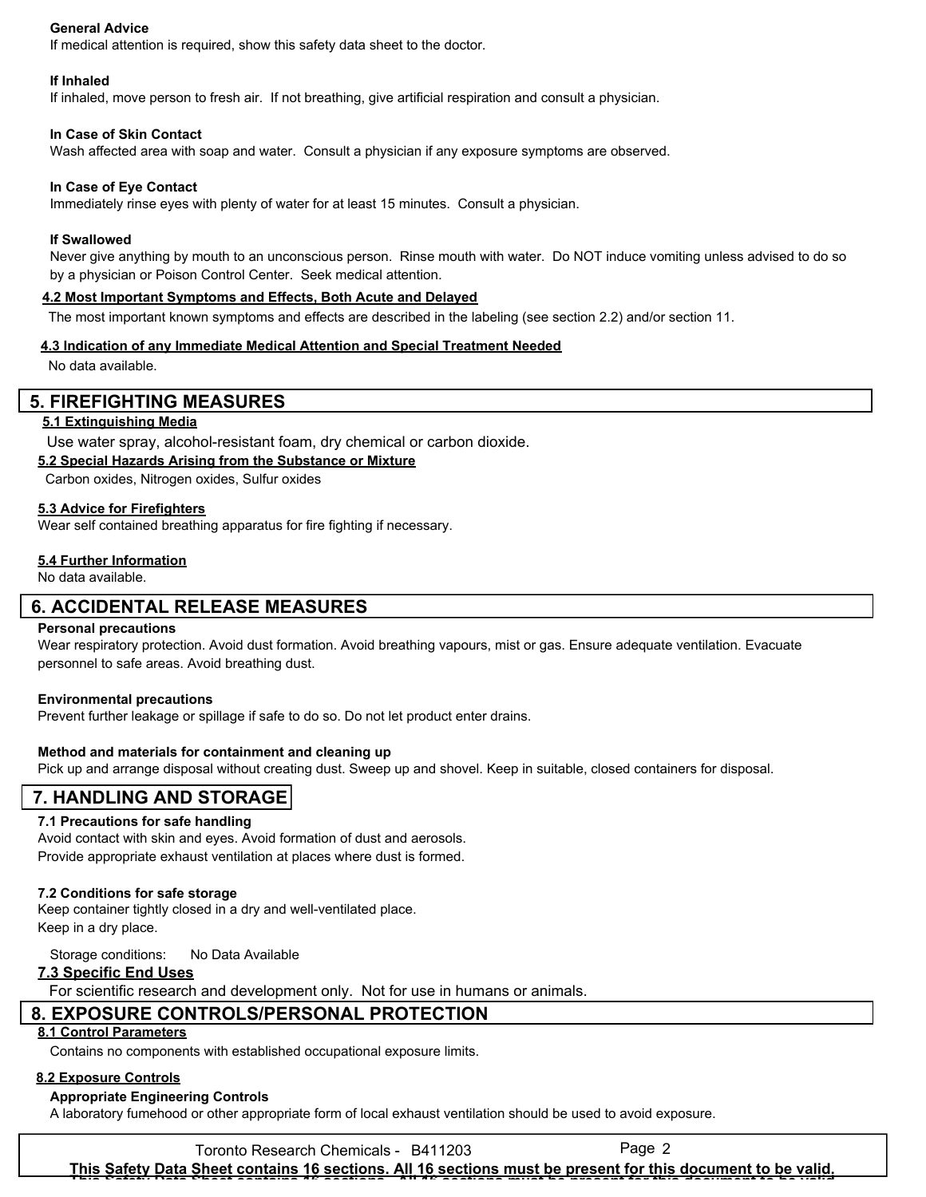**General Advice**

If medical attention is required, show this safety data sheet to the doctor.

**If Inhaled**

If inhaled, move person to fresh air. If not breathing, give artificial respiration and consult a physician.

**In Case of Skin Contact**

Wash affected area with soap and water. Consult a physician if any exposure symptoms are observed.

**In Case of Eye Contact**

Immediately rinse eyes with plenty of water for at least 15 minutes. Consult a physician.

**If Swallowed**

Never give anything by mouth to an unconscious person. Rinse mouth with water. Do NOT induce vomiting unless advised to do so by a physician or Poison Control Center. Seek medical attention.

### 4.2 Most Important Symptoms and Effects, Both Acute and Delayed

The most important known symptoms and effects are described in the labeling (see section 2.2) and/or section 11.

### 4.3 Indication of any Immediate Medical Attention and Special Treatment Needed

No data available.

## 5. FIREFIGHTING MEASURES

### 5.1 Extinguishing Media

Use water spray, alcohol-resistant foam, dry chemical or carbon dioxide.

### 5.2 Special Hazards Arising from the Substance or Mixture

Carbon oxides, Nitrogen oxides, Sulfur oxides

### 5.3 Advice for Firefighters

Wear self contained breathing apparatus for fire fighting if necessary.

### 5.4 Further Information

No data available.

## 6. ACCIDENTAL RELEASE MEASURES

**Personal precautions**

Wear respiratory protection. Avoid dust formation. Avoid breathing vapours, mist or gas. Ensure adequate ventilation. Evacuate personnel to safe areas. Avoid breathing dust.

**Environmental precautions**

Prevent further leakage or spillage if safe to do so. Do not let product enter drains.

**Method and materials for containment and cleaning up**

Pick up and arrange disposal without creating dust. Sweep up and shovel. Keep in suitable, closed containers for disposal.

## 7. HANDLING AND STORAGE

**7.1 Precautions for safe handling**

Avoid contact with skin and eyes. Avoid formation of dust and aerosols.
Provide appropriate exhaust ventilation at places where dust is formed.

**7.2 Conditions for safe storage**

Keep container tightly closed in a dry and well-ventilated place.
Keep in a dry place.

Storage conditions: No Data Available

### 7.3 Specific End Uses

For scientific research and development only. Not for use in humans or animals.

## 8. EXPOSURE CONTROLS/PERSONAL PROTECTION

### 8.1 Control Parameters

Contains no components with established occupational exposure limits.

### 8.2 Exposure Controls

**Appropriate Engineering Controls**

A laboratory fumehood or other appropriate form of local exhaust ventilation should be used to avoid exposure.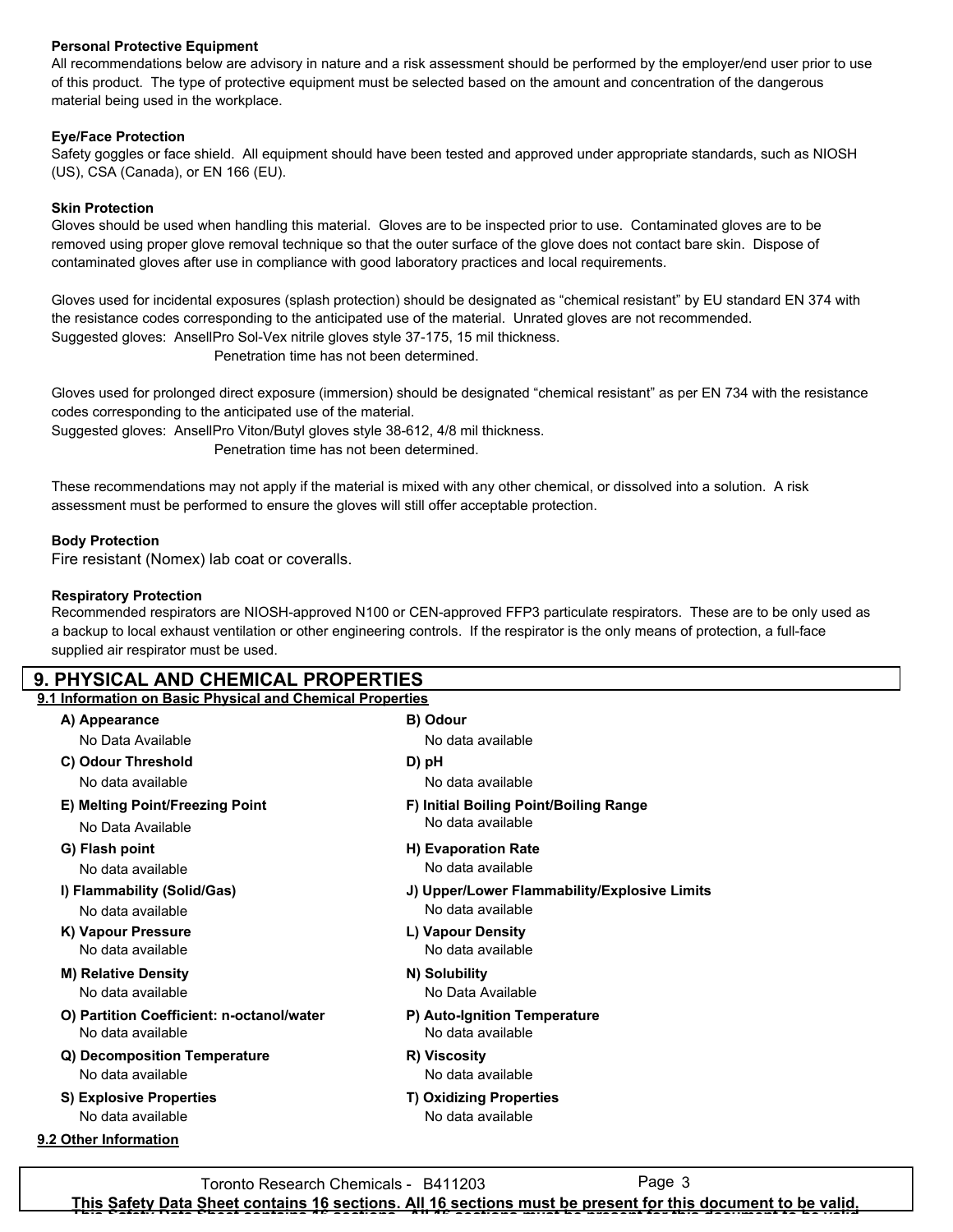**Personal Protective Equipment**

All recommendations below are advisory in nature and a risk assessment should be performed by the employer/end user prior to use of this product. The type of protective equipment must be selected based on the amount and concentration of the dangerous material being used in the workplace.

**Eye/Face Protection**

Safety goggles or face shield. All equipment should have been tested and approved under appropriate standards, such as NIOSH (US), CSA (Canada), or EN 166 (EU).

**Skin Protection**

Gloves should be used when handling this material. Gloves are to be inspected prior to use. Contaminated gloves are to be removed using proper glove removal technique so that the outer surface of the glove does not contact bare skin. Dispose of contaminated gloves after use in compliance with good laboratory practices and local requirements.

Gloves used for incidental exposures (splash protection) should be designated as "chemical resistant" by EU standard EN 374 with the resistance codes corresponding to the anticipated use of the material. Unrated gloves are not recommended.
Suggested gloves: AnsellPro Sol-Vex nitrile gloves style 37-175, 15 mil thickness.
Penetration time has not been determined.

Gloves used for prolonged direct exposure (immersion) should be designated "chemical resistant" as per EN 734 with the resistance codes corresponding to the anticipated use of the material.
Suggested gloves: AnsellPro Viton/Butyl gloves style 38-612, 4/8 mil thickness.
Penetration time has not been determined.

These recommendations may not apply if the material is mixed with any other chemical, or dissolved into a solution. A risk assessment must be performed to ensure the gloves will still offer acceptable protection.

**Body Protection**

Fire resistant (Nomex) lab coat or coveralls.

**Respiratory Protection**

Recommended respirators are NIOSH-approved N100 or CEN-approved FFP3 particulate respirators. These are to be only used as a backup to local exhaust ventilation or other engineering controls. If the respirator is the only means of protection, a full-face supplied air respirator must be used.

## 9. PHYSICAL AND CHEMICAL PROPERTIES

### 9.1 Information on Basic Physical and Chemical Properties

**A) Appearance**
No Data Available

**B) Odour**
No data available

**C) Odour Threshold**
No data available

**D) pH**
No data available

**E) Melting Point/Freezing Point**
No Data Available

**F) Initial Boiling Point/Boiling Range**
No data available

**G) Flash point**
No data available

**H) Evaporation Rate**
No data available

**I) Flammability (Solid/Gas)**
No data available

**J) Upper/Lower Flammability/Explosive Limits**
No data available

**K) Vapour Pressure**
No data available

**L) Vapour Density**
No data available

**M) Relative Density**
No data available

**N) Solubility**
No Data Available

**O) Partition Coefficient: n-octanol/water**
No data available

**P) Auto-Ignition Temperature**
No data available

**Q) Decomposition Temperature**
No data available

**R) Viscosity**
No data available

**S) Explosive Properties**
No data available

**T) Oxidizing Properties**
No data available

### 9.2 Other Information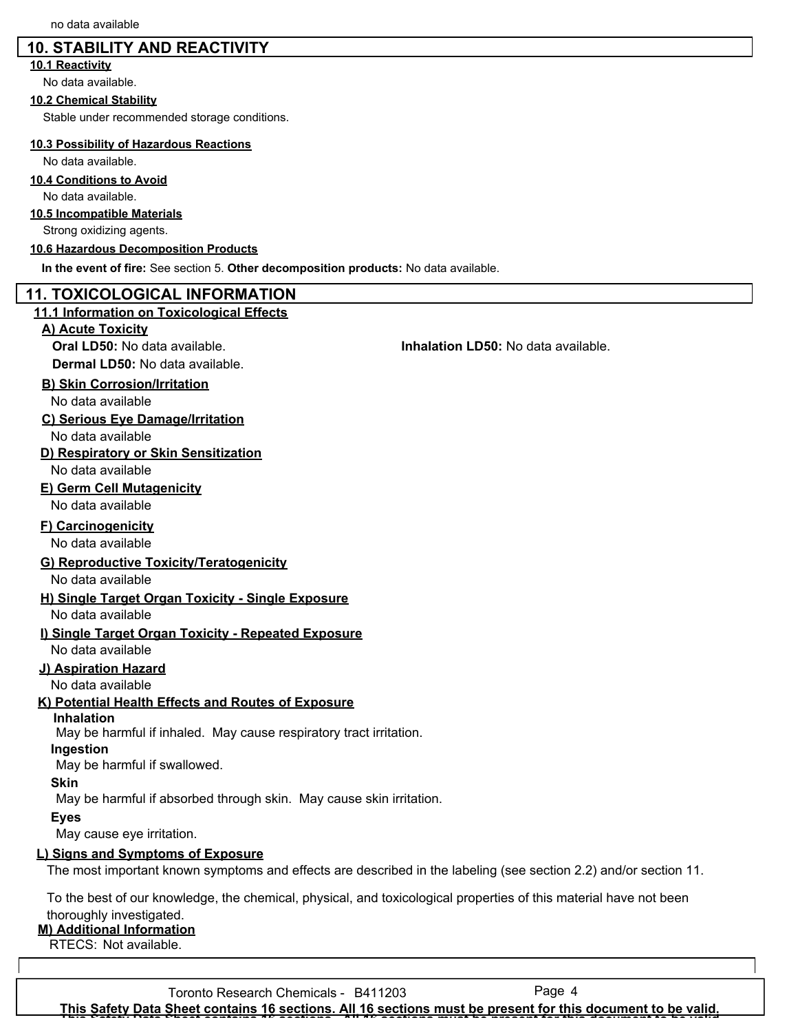no data available

## 10. STABILITY AND REACTIVITY

### 10.1 Reactivity

No data available.

### 10.2 Chemical Stability

Stable under recommended storage conditions.

### 10.3 Possibility of Hazardous Reactions

No data available.

### 10.4 Conditions to Avoid

No data available.

### 10.5 Incompatible Materials

Strong oxidizing agents.

### 10.6 Hazardous Decomposition Products

**In the event of fire:** See section 5. **Other decomposition products:** No data available.

## 11. TOXICOLOGICAL INFORMATION

### 11.1 Information on Toxicological Effects

#### A) Acute Toxicity

**Oral LD50:** No data available.

**Inhalation LD50:** No data available.

**Dermal LD50:** No data available.

#### B) Skin Corrosion/Irritation

No data available

#### C) Serious Eye Damage/Irritation

No data available

#### D) Respiratory or Skin Sensitization

No data available

#### E) Germ Cell Mutagenicity

No data available

#### F) Carcinogenicity

No data available

#### G) Reproductive Toxicity/Teratogenicity

No data available

#### H) Single Target Organ Toxicity - Single Exposure

No data available

#### I) Single Target Organ Toxicity - Repeated Exposure

No data available

#### J) Aspiration Hazard

No data available

#### K) Potential Health Effects and Routes of Exposure

**Inhalation**

May be harmful if inhaled. May cause respiratory tract irritation.

**Ingestion**

May be harmful if swallowed.

**Skin**

May be harmful if absorbed through skin. May cause skin irritation.

**Eyes**

May cause eye irritation.

#### L) Signs and Symptoms of Exposure

The most important known symptoms and effects are described in the labeling (see section 2.2) and/or section 11.

To the best of our knowledge, the chemical, physical, and toxicological properties of this material have not been thoroughly investigated.

#### M) Additional Information

RTECS: Not available.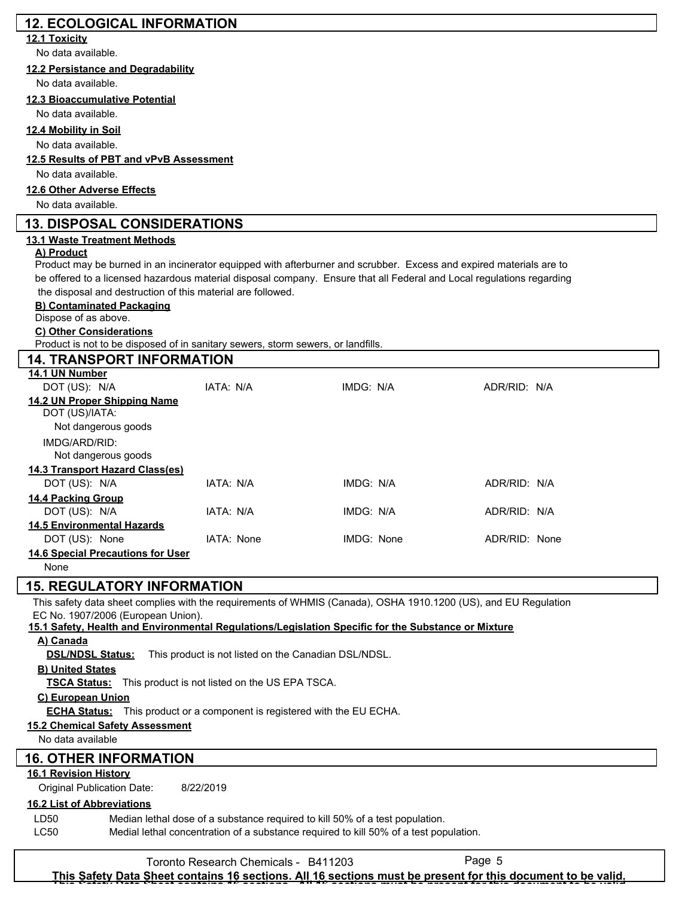## 12. ECOLOGICAL INFORMATION

### 12.1 Toxicity

No data available.

### 12.2 Persistance and Degradability

No data available.

### 12.3 Bioaccumulative Potential

No data available.

### 12.4 Mobility in Soil

No data available.

### 12.5 Results of PBT and vPvB Assessment

No data available.

### 12.6 Other Adverse Effects

No data available.

## 13. DISPOSAL CONSIDERATIONS

### 13.1 Waste Treatment Methods

**A) Product**

Product may be burned in an incinerator equipped with afterburner and scrubber. Excess and expired materials are to be offered to a licensed hazardous material disposal company. Ensure that all Federal and Local regulations regarding the disposal and destruction of this material are followed.

**B) Contaminated Packaging**

Dispose of as above.

**C) Other Considerations**

Product is not to be disposed of in sanitary sewers, storm sewers, or landfills.

## 14. TRANSPORT INFORMATION

### 14.1 UN Number

| DOT (US): N/A | IATA: N/A | IMDG: N/A | ADR/RID: N/A |
|---|---|---|---|

### 14.2 UN Proper Shipping Name

DOT (US)/IATA:

Not dangerous goods

IMDG/ARD/RID:

Not dangerous goods

### 14.3 Transport Hazard Class(es)

| DOT (US): N/A | IATA: N/A | IMDG: N/A | ADR/RID: N/A |
|---|---|---|---|

### 14.4 Packing Group

| DOT (US): N/A | IATA: N/A | IMDG: N/A | ADR/RID: N/A |
|---|---|---|---|

### 14.5 Environmental Hazards

| DOT (US): None | IATA: None | IMDG: None | ADR/RID: None |
|---|---|---|---|

### 14.6 Special Precautions for User

None

## 15. REGULATORY INFORMATION

This safety data sheet complies with the requirements of WHMIS (Canada), OSHA 1910.1200 (US), and EU Regulation EC No. 1907/2006 (European Union).

### 15.1 Safety, Health and Environmental Regulations/Legislation Specific for the Substance or Mixture

**A) Canada**

**DSL/NDSL Status:** This product is not listed on the Canadian DSL/NDSL.

**B) United States**

**TSCA Status:** This product is not listed on the US EPA TSCA.

**C) European Union**

**ECHA Status:** This product or a component is registered with the EU ECHA.

### 15.2 Chemical Safety Assessment

No data available

## 16. OTHER INFORMATION

### 16.1 Revision History

Original Publication Date: 8/22/2019

### 16.2 List of Abbreviations

| | |
|---|---|
| LD50 | Median lethal dose of a substance required to kill 50% of a test population. |
| LC50 | Medial lethal concentration of a substance required to kill 50% of a test population. |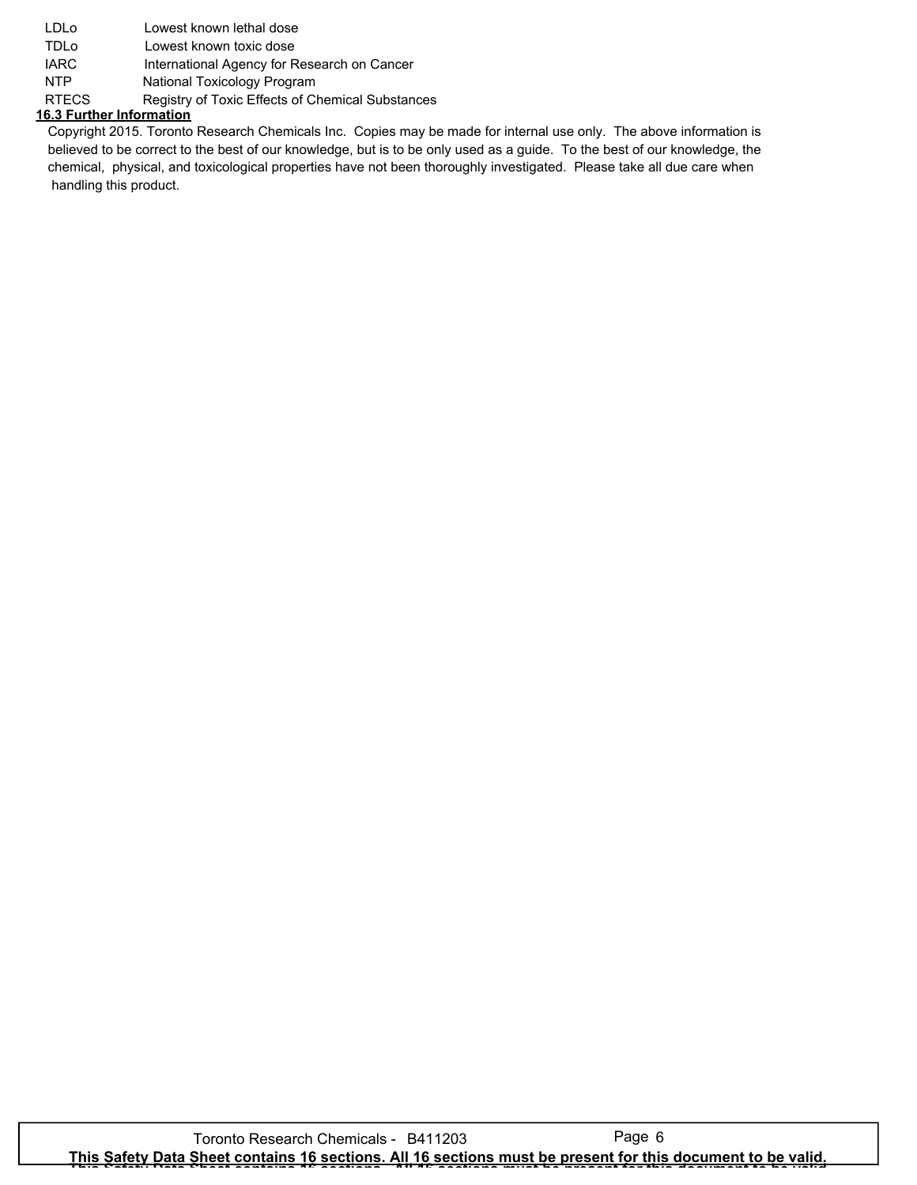| | |
|---|---|
| LDLo | Lowest known lethal dose |
| TDLo | Lowest known toxic dose |
| IARC | International Agency for Research on Cancer |
| NTP | National Toxicology Program |
| RTECS | Registry of Toxic Effects of Chemical Substances |

**16.3 Further Information**

Copyright 2015. Toronto Research Chemicals Inc. Copies may be made for internal use only. The above information is believed to be correct to the best of our knowledge, but is to be only used as a guide. To the best of our knowledge, the chemical, physical, and toxicological properties have not been thoroughly investigated. Please take all due care when handling this product.